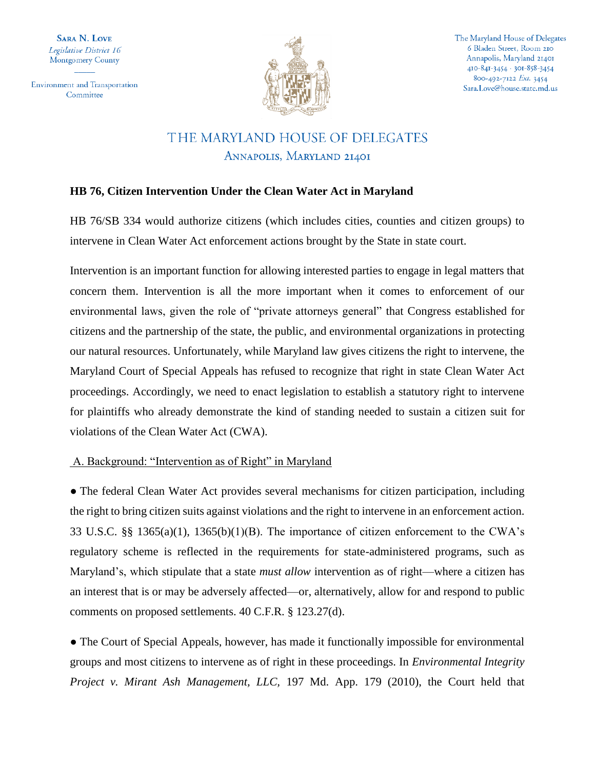**Sara N. Love**
*Legislative District 16*
Montgomery County

Environment and Transportation Committee

The Maryland House of Delegates
6 Bladen Street, Room 210
Annapolis, Maryland 21401
410-841-3454 · 301-858-3454
800-492-7122 *Ext.* 3454
Sara.Love@house.state.md.us

# THE MARYLAND HOUSE OF DELEGATES
## Annapolis, Maryland 21401

**HB 76, Citizen Intervention Under the Clean Water Act in Maryland**

HB 76/SB 334 would authorize citizens (which includes cities, counties and citizen groups) to intervene in Clean Water Act enforcement actions brought by the State in state court.

Intervention is an important function for allowing interested parties to engage in legal matters that concern them. Intervention is all the more important when it comes to enforcement of our environmental laws, given the role of "private attorneys general" that Congress established for citizens and the partnership of the state, the public, and environmental organizations in protecting our natural resources. Unfortunately, while Maryland law gives citizens the right to intervene, the Maryland Court of Special Appeals has refused to recognize that right in state Clean Water Act proceedings. Accordingly, we need to enact legislation to establish a statutory right to intervene for plaintiffs who already demonstrate the kind of standing needed to sustain a citizen suit for violations of the Clean Water Act (CWA).

A. Background: "Intervention as of Right" in Maryland

- The federal Clean Water Act provides several mechanisms for citizen participation, including the right to bring citizen suits against violations and the right to intervene in an enforcement action. 33 U.S.C. §§ 1365(a)(1), 1365(b)(1)(B). The importance of citizen enforcement to the CWA's regulatory scheme is reflected in the requirements for state-administered programs, such as Maryland's, which stipulate that a state *must allow* intervention as of right—where a citizen has an interest that is or may be adversely affected—or, alternatively, allow for and respond to public comments on proposed settlements. 40 C.F.R. § 123.27(d).

- The Court of Special Appeals, however, has made it functionally impossible for environmental groups and most citizens to intervene as of right in these proceedings. In *Environmental Integrity Project v. Mirant Ash Management, LLC,* 197 Md. App. 179 (2010), the Court held that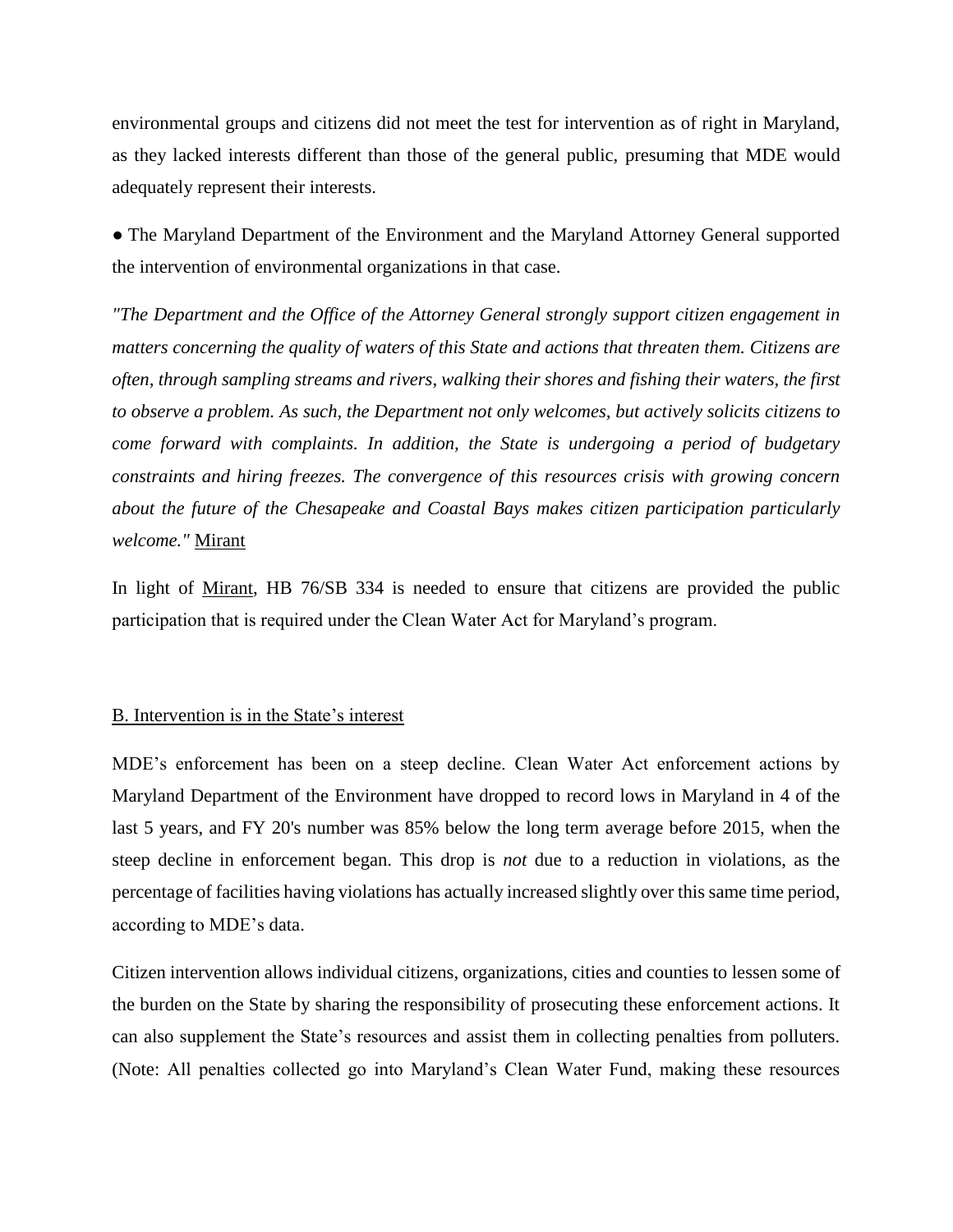environmental groups and citizens did not meet the test for intervention as of right in Maryland, as they lacked interests different than those of the general public, presuming that MDE would adequately represent their interests.

- The Maryland Department of the Environment and the Maryland Attorney General supported the intervention of environmental organizations in that case.

*"The Department and the Office of the Attorney General strongly support citizen engagement in matters concerning the quality of waters of this State and actions that threaten them. Citizens are often, through sampling streams and rivers, walking their shores and fishing their waters, the first to observe a problem. As such, the Department not only welcomes, but actively solicits citizens to come forward with complaints. In addition, the State is undergoing a period of budgetary constraints and hiring freezes. The convergence of this resources crisis with growing concern about the future of the Chesapeake and Coastal Bays makes citizen participation particularly welcome."* <u>Mirant</u>

In light of <u>Mirant</u>, HB 76/SB 334 is needed to ensure that citizens are provided the public participation that is required under the Clean Water Act for Maryland's program.

<u>B. Intervention is in the State's interest</u>

MDE's enforcement has been on a steep decline. Clean Water Act enforcement actions by Maryland Department of the Environment have dropped to record lows in Maryland in 4 of the last 5 years, and FY 20's number was 85% below the long term average before 2015, when the steep decline in enforcement began. This drop is *not* due to a reduction in violations, as the percentage of facilities having violations has actually increased slightly over this same time period, according to MDE's data.

Citizen intervention allows individual citizens, organizations, cities and counties to lessen some of the burden on the State by sharing the responsibility of prosecuting these enforcement actions. It can also supplement the State's resources and assist them in collecting penalties from polluters. (Note: All penalties collected go into Maryland's Clean Water Fund, making these resources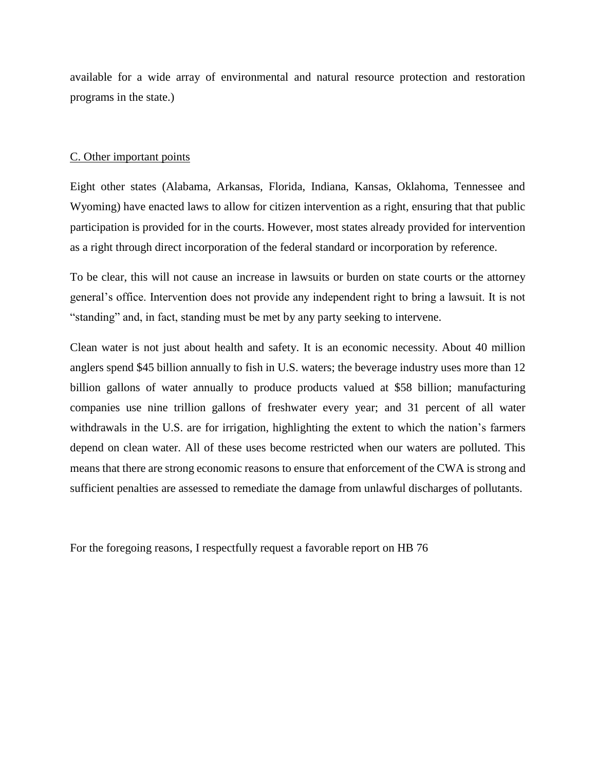available for a wide array of environmental and natural resource protection and restoration programs in the state.)

C. Other important points

Eight other states (Alabama, Arkansas, Florida, Indiana, Kansas, Oklahoma, Tennessee and Wyoming) have enacted laws to allow for citizen intervention as a right, ensuring that that public participation is provided for in the courts. However, most states already provided for intervention as a right through direct incorporation of the federal standard or incorporation by reference.

To be clear, this will not cause an increase in lawsuits or burden on state courts or the attorney general's office. Intervention does not provide any independent right to bring a lawsuit. It is not "standing" and, in fact, standing must be met by any party seeking to intervene.

Clean water is not just about health and safety. It is an economic necessity. About 40 million anglers spend $45 billion annually to fish in U.S. waters; the beverage industry uses more than 12 billion gallons of water annually to produce products valued at $58 billion; manufacturing companies use nine trillion gallons of freshwater every year; and 31 percent of all water withdrawals in the U.S. are for irrigation, highlighting the extent to which the nation's farmers depend on clean water. All of these uses become restricted when our waters are polluted. This means that there are strong economic reasons to ensure that enforcement of the CWA is strong and sufficient penalties are assessed to remediate the damage from unlawful discharges of pollutants.

For the foregoing reasons, I respectfully request a favorable report on HB 76